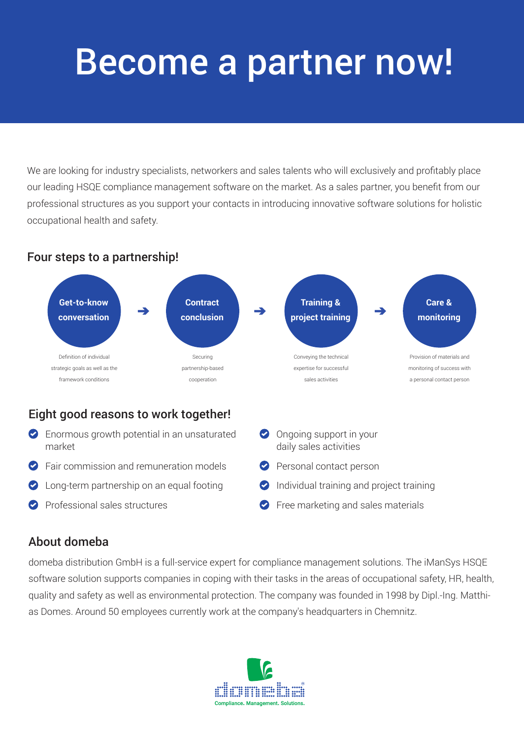# Become a partner now!

We are looking for industry specialists, networkers and sales talents who will exclusively and profitably place our leading HSQE compliance management software on the market. As a sales partner, you benefit from our professional structures as you support your contacts in introducing innovative software solutions for holistic occupational health and safety.

## Four steps to a partnership!

1. **Get-to-know conversation** – Definition of individual strategic goals as well as the framework conditions
2. **Contract conclusion** – Securing partnership-based cooperation
3. **Training & project training** – Conveying the technical expertise for successful sales activities
4. **Care & monitoring** – Provision of materials and monitoring of success with a personal contact person

## Eight good reasons to work together!

- Enormous growth potential in an unsaturated market
- Fair commission and remuneration models
- Long-term partnership on an equal footing
- Professional sales structures
- Ongoing support in your daily sales activities
- Personal contact person
- Individual training and project training
- Free marketing and sales materials

## About domeba

domeba distribution GmbH is a full-service expert for compliance management solutions. The iManSys HSQE software solution supports companies in coping with their tasks in the areas of occupational safety, HR, health, quality and safety as well as environmental protection. The company was founded in 1998 by Dipl.-Ing. Matthias Domes. Around 50 employees currently work at the company's headquarters in Chemnitz.

domeba®

Compliance. Management. Solutions.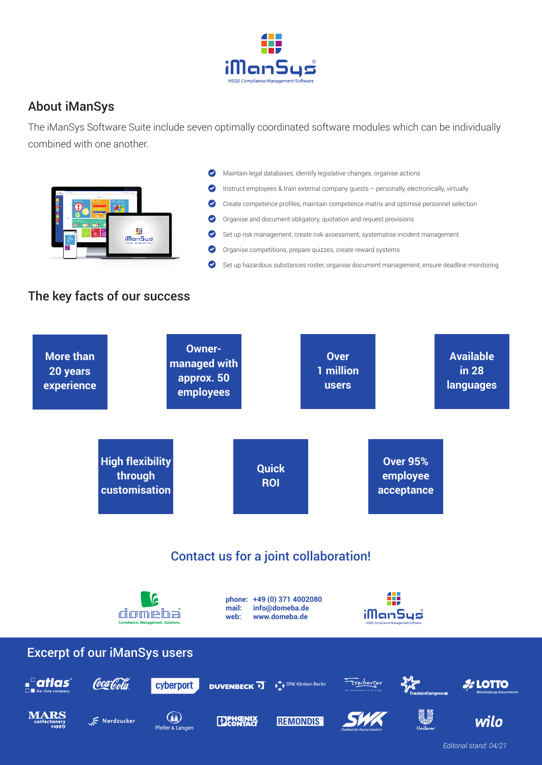## About iManSys

The iManSys Software Suite include seven optimally coordinated software modules which can be individually combined with one another.

- Maintain legal databases, identify legislative changes, organise actions
- Instruct employees & train external company guests – personally, electronically, virtually
- Create competence profiles, maintain competence matrix and optimise personnel selection
- Organise and document obligatory, quotation and request provisions
- Set up risk management, create risk assessment, systematise incident management
- Organise competitions, prepare quizzes, create reward systems
- Set up hazardous substances roster, organise document management, ensure deadline monitoring

## The key facts of our success

**More than 20 years experience**

**Owner-managed with approx. 50 employees**

**Over 1 million users**

**Available in 28 languages**

**High flexibility through customisation**

**Quick ROI**

**Over 95% employee acceptance**

## Contact us for a joint collaboration!

**phone:** +49 (0) 371 4002080
**mail:** info@domeba.de
**web:** www.domeba.de

## Excerpt of our iManSys users

*Editorial stand: 04/21*